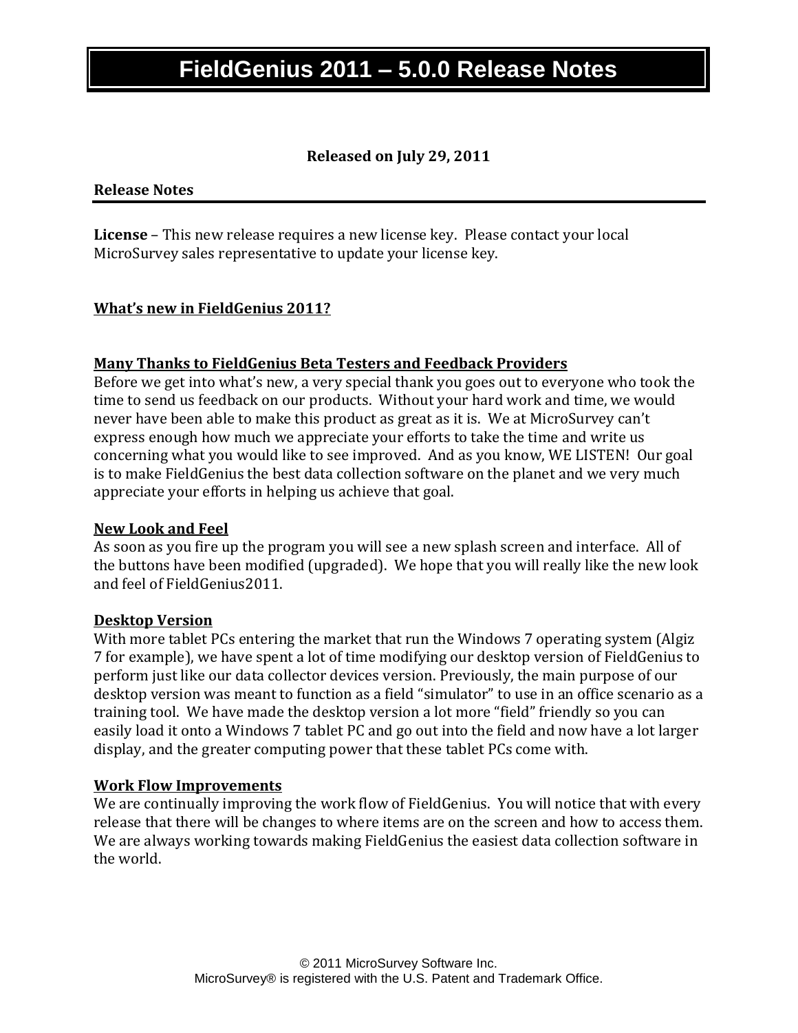# FieldGenius 2011 – 5.0.0 Release Notes

**Released on July 29, 2011**

## Release Notes

**License** – This new release requires a new license key. Please contact your local MicroSurvey sales representative to update your license key.

### What's new in FieldGenius 2011?

#### Many Thanks to FieldGenius Beta Testers and Feedback Providers

Before we get into what's new, a very special thank you goes out to everyone who took the time to send us feedback on our products. Without your hard work and time, we would never have been able to make this product as great as it is. We at MicroSurvey can't express enough how much we appreciate your efforts to take the time and write us concerning what you would like to see improved. And as you know, WE LISTEN! Our goal is to make FieldGenius the best data collection software on the planet and we very much appreciate your efforts in helping us achieve that goal.

#### New Look and Feel

As soon as you fire up the program you will see a new splash screen and interface. All of the buttons have been modified (upgraded). We hope that you will really like the new look and feel of FieldGenius2011.

#### Desktop Version

With more tablet PCs entering the market that run the Windows 7 operating system (Algiz 7 for example), we have spent a lot of time modifying our desktop version of FieldGenius to perform just like our data collector devices version. Previously, the main purpose of our desktop version was meant to function as a field "simulator" to use in an office scenario as a training tool. We have made the desktop version a lot more "field" friendly so you can easily load it onto a Windows 7 tablet PC and go out into the field and now have a lot larger display, and the greater computing power that these tablet PCs come with.

#### Work Flow Improvements

We are continually improving the work flow of FieldGenius. You will notice that with every release that there will be changes to where items are on the screen and how to access them. We are always working towards making FieldGenius the easiest data collection software in the world.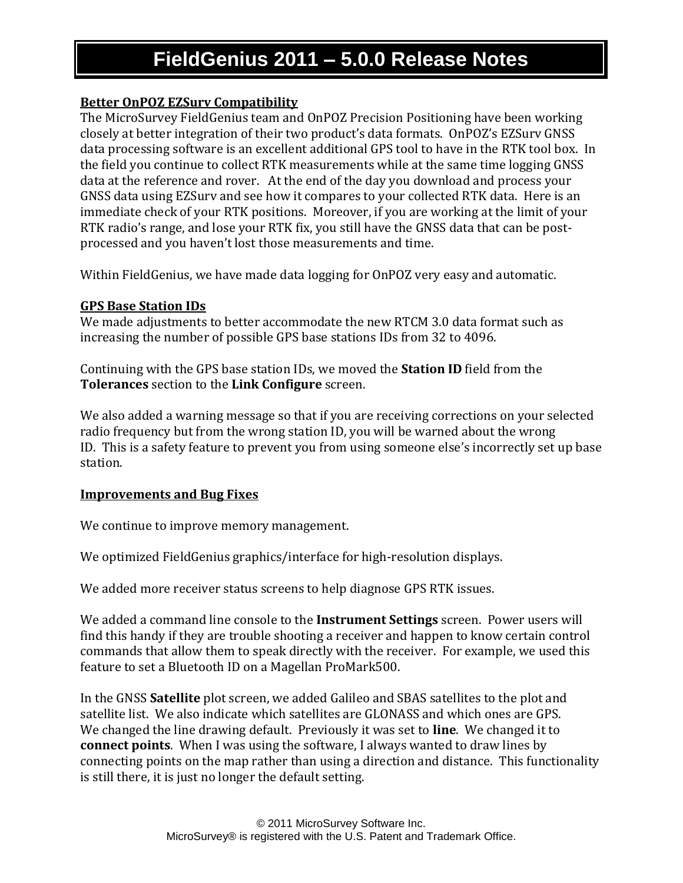# FieldGenius 2011 – 5.0.0 Release Notes

**Better OnPOZ EZSurv Compatibility**

The MicroSurvey FieldGenius team and OnPOZ Precision Positioning have been working closely at better integration of their two product's data formats. OnPOZ's EZSurv GNSS data processing software is an excellent additional GPS tool to have in the RTK tool box. In the field you continue to collect RTK measurements while at the same time logging GNSS data at the reference and rover. At the end of the day you download and process your GNSS data using EZSurv and see how it compares to your collected RTK data. Here is an immediate check of your RTK positions. Moreover, if you are working at the limit of your RTK radio's range, and lose your RTK fix, you still have the GNSS data that can be post-processed and you haven't lost those measurements and time.

Within FieldGenius, we have made data logging for OnPOZ very easy and automatic.

**GPS Base Station IDs**

We made adjustments to better accommodate the new RTCM 3.0 data format such as increasing the number of possible GPS base stations IDs from 32 to 4096.

Continuing with the GPS base station IDs, we moved the **Station ID** field from the **Tolerances** section to the **Link Configure** screen.

We also added a warning message so that if you are receiving corrections on your selected radio frequency but from the wrong station ID, you will be warned about the wrong ID. This is a safety feature to prevent you from using someone else's incorrectly set up base station.

**Improvements and Bug Fixes**

We continue to improve memory management.

We optimized FieldGenius graphics/interface for high-resolution displays.

We added more receiver status screens to help diagnose GPS RTK issues.

We added a command line console to the **Instrument Settings** screen. Power users will find this handy if they are trouble shooting a receiver and happen to know certain control commands that allow them to speak directly with the receiver. For example, we used this feature to set a Bluetooth ID on a Magellan ProMark500.

In the GNSS **Satellite** plot screen, we added Galileo and SBAS satellites to the plot and satellite list. We also indicate which satellites are GLONASS and which ones are GPS.
We changed the line drawing default. Previously it was set to **line**. We changed it to **connect points**. When I was using the software, I always wanted to draw lines by connecting points on the map rather than using a direction and distance. This functionality is still there, it is just no longer the default setting.

© 2011 MicroSurvey Software Inc.
MicroSurvey® is registered with the U.S. Patent and Trademark Office.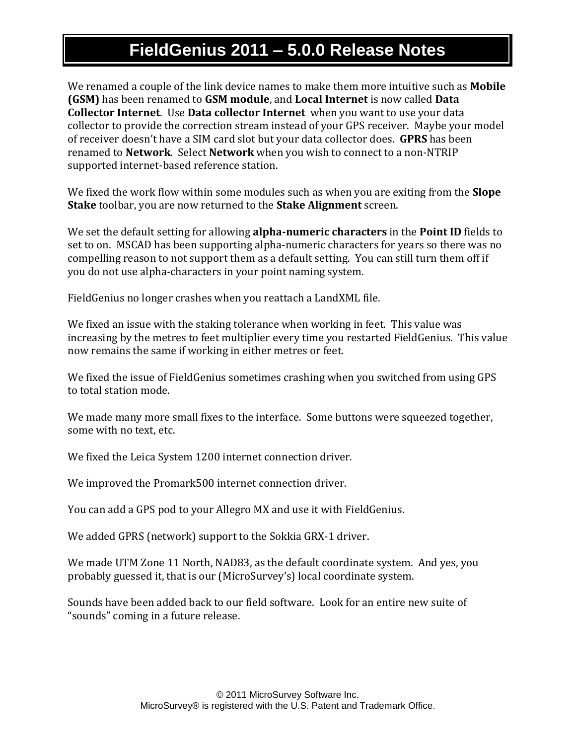# FieldGenius 2011 – 5.0.0 Release Notes

We renamed a couple of the link device names to make them more intuitive such as **Mobile (GSM)** has been renamed to **GSM module**, and **Local Internet** is now called **Data Collector Internet**. Use **Data collector Internet** when you want to use your data collector to provide the correction stream instead of your GPS receiver. Maybe your model of receiver doesn't have a SIM card slot but your data collector does. **GPRS** has been renamed to **Network**. Select **Network** when you wish to connect to a non-NTRIP supported internet-based reference station.

We fixed the work flow within some modules such as when you are exiting from the **Slope Stake** toolbar, you are now returned to the **Stake Alignment** screen.

We set the default setting for allowing **alpha-numeric characters** in the **Point ID** fields to set to on. MSCAD has been supporting alpha-numeric characters for years so there was no compelling reason to not support them as a default setting. You can still turn them off if you do not use alpha-characters in your point naming system.

FieldGenius no longer crashes when you reattach a LandXML file.

We fixed an issue with the staking tolerance when working in feet. This value was increasing by the metres to feet multiplier every time you restarted FieldGenius. This value now remains the same if working in either metres or feet.

We fixed the issue of FieldGenius sometimes crashing when you switched from using GPS to total station mode.

We made many more small fixes to the interface. Some buttons were squeezed together, some with no text, etc.

We fixed the Leica System 1200 internet connection driver.

We improved the Promark500 internet connection driver.

You can add a GPS pod to your Allegro MX and use it with FieldGenius.

We added GPRS (network) support to the Sokkia GRX-1 driver.

We made UTM Zone 11 North, NAD83, as the default coordinate system. And yes, you probably guessed it, that is our (MicroSurvey's) local coordinate system.

Sounds have been added back to our field software. Look for an entire new suite of "sounds" coming in a future release.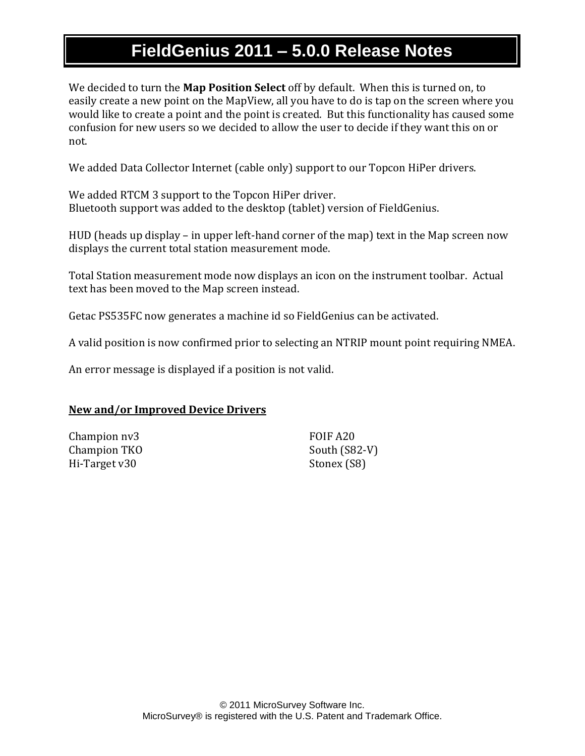# FieldGenius 2011 – 5.0.0 Release Notes

We decided to turn the **Map Position Select** off by default. When this is turned on, to easily create a new point on the MapView, all you have to do is tap on the screen where you would like to create a point and the point is created. But this functionality has caused some confusion for new users so we decided to allow the user to decide if they want this on or not.

We added Data Collector Internet (cable only) support to our Topcon HiPer drivers.

We added RTCM 3 support to the Topcon HiPer driver.
Bluetooth support was added to the desktop (tablet) version of FieldGenius.

HUD (heads up display – in upper left-hand corner of the map) text in the Map screen now displays the current total station measurement mode.

Total Station measurement mode now displays an icon on the instrument toolbar. Actual text has been moved to the Map screen instead.

Getac PS535FC now generates a machine id so FieldGenius can be activated.

A valid position is now confirmed prior to selecting an NTRIP mount point requiring NMEA.

An error message is displayed if a position is not valid.

## New and/or Improved Device Drivers

Champion nv3
Champion TKO
Hi-Target v30
FOIF A20
South (S82-V)
Stonex (S8)

© 2011 MicroSurvey Software Inc.
MicroSurvey® is registered with the U.S. Patent and Trademark Office.